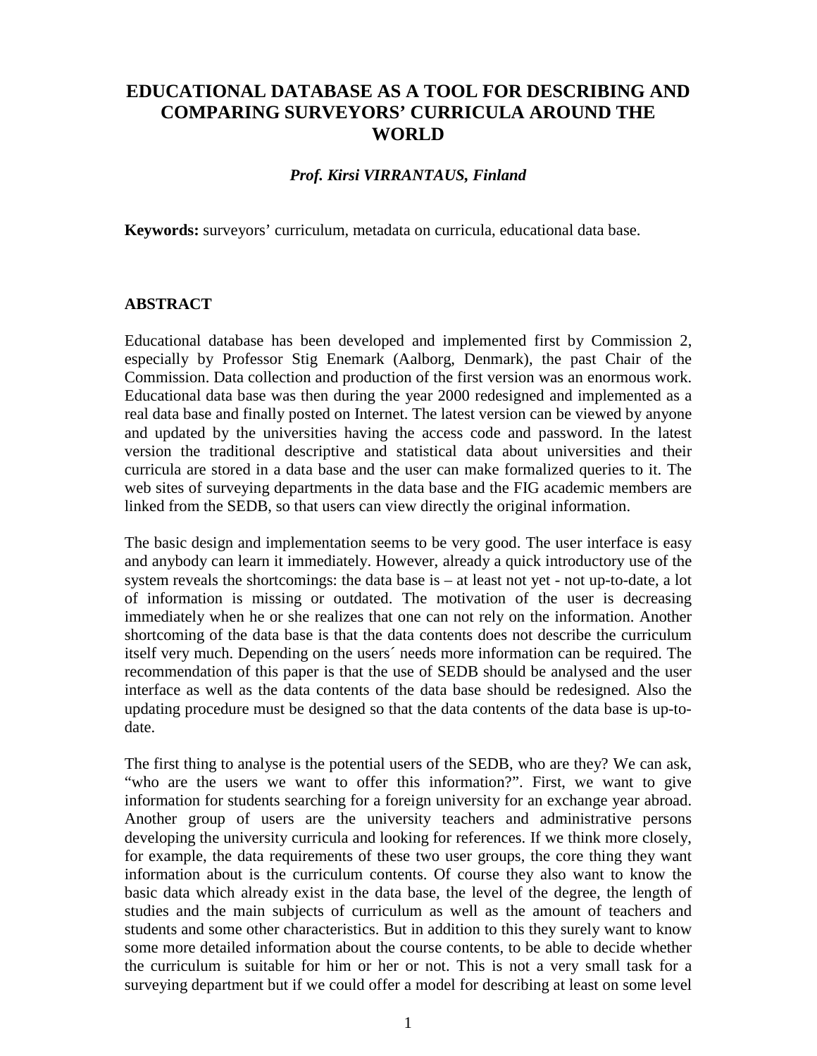# EDUCATIONAL DATABASE AS A TOOL FOR DESCRIBING AND COMPARING SURVEYORS' CURRICULA AROUND THE WORLD

***Prof. Kirsi VIRRANTAUS, Finland***

**Keywords:** surveyors' curriculum, metadata on curricula, educational data base.

## ABSTRACT

Educational database has been developed and implemented first by Commission 2, especially by Professor Stig Enemark (Aalborg, Denmark), the past Chair of the Commission. Data collection and production of the first version was an enormous work. Educational data base was then during the year 2000 redesigned and implemented as a real data base and finally posted on Internet. The latest version can be viewed by anyone and updated by the universities having the access code and password. In the latest version the traditional descriptive and statistical data about universities and their curricula are stored in a data base and the user can make formalized queries to it. The web sites of surveying departments in the data base and the FIG academic members are linked from the SEDB, so that users can view directly the original information.

The basic design and implementation seems to be very good. The user interface is easy and anybody can learn it immediately. However, already a quick introductory use of the system reveals the shortcomings: the data base is – at least not yet - not up-to-date, a lot of information is missing or outdated. The motivation of the user is decreasing immediately when he or she realizes that one can not rely on the information. Another shortcoming of the data base is that the data contents does not describe the curriculum itself very much. Depending on the users´ needs more information can be required. The recommendation of this paper is that the use of SEDB should be analysed and the user interface as well as the data contents of the data base should be redesigned. Also the updating procedure must be designed so that the data contents of the data base is up-to-date.

The first thing to analyse is the potential users of the SEDB, who are they? We can ask, "who are the users we want to offer this information?". First, we want to give information for students searching for a foreign university for an exchange year abroad. Another group of users are the university teachers and administrative persons developing the university curricula and looking for references. If we think more closely, for example, the data requirements of these two user groups, the core thing they want information about is the curriculum contents. Of course they also want to know the basic data which already exist in the data base, the level of the degree, the length of studies and the main subjects of curriculum as well as the amount of teachers and students and some other characteristics. But in addition to this they surely want to know some more detailed information about the course contents, to be able to decide whether the curriculum is suitable for him or her or not. This is not a very small task for a surveying department but if we could offer a model for describing at least on some level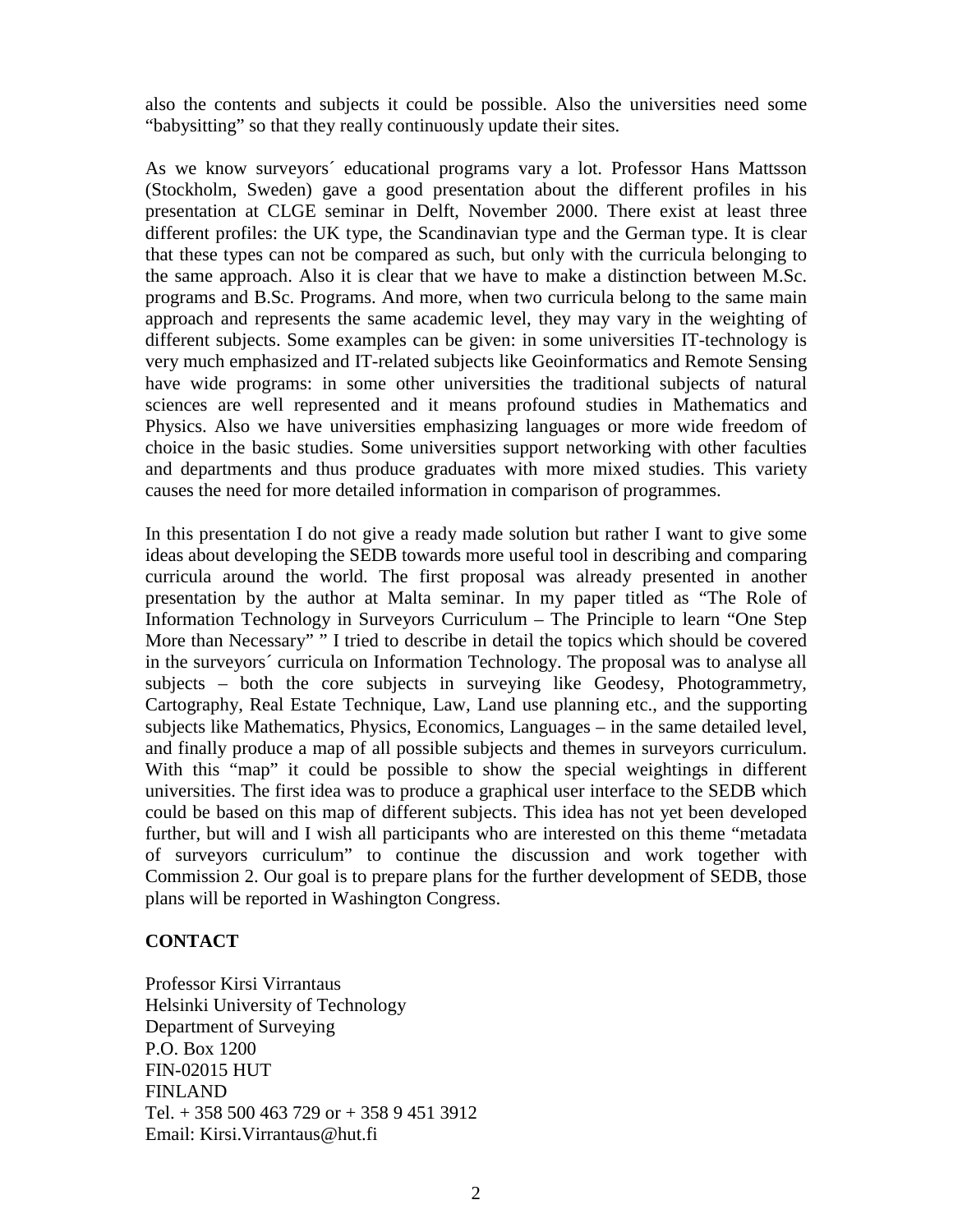also the contents and subjects it could be possible. Also the universities need some "babysitting" so that they really continuously update their sites.

As we know surveyors´ educational programs vary a lot. Professor Hans Mattsson (Stockholm, Sweden) gave a good presentation about the different profiles in his presentation at CLGE seminar in Delft, November 2000. There exist at least three different profiles: the UK type, the Scandinavian type and the German type. It is clear that these types can not be compared as such, but only with the curricula belonging to the same approach. Also it is clear that we have to make a distinction between M.Sc. programs and B.Sc. Programs. And more, when two curricula belong to the same main approach and represents the same academic level, they may vary in the weighting of different subjects. Some examples can be given: in some universities IT-technology is very much emphasized and IT-related subjects like Geoinformatics and Remote Sensing have wide programs: in some other universities the traditional subjects of natural sciences are well represented and it means profound studies in Mathematics and Physics. Also we have universities emphasizing languages or more wide freedom of choice in the basic studies. Some universities support networking with other faculties and departments and thus produce graduates with more mixed studies. This variety causes the need for more detailed information in comparison of programmes.

In this presentation I do not give a ready made solution but rather I want to give some ideas about developing the SEDB towards more useful tool in describing and comparing curricula around the world. The first proposal was already presented in another presentation by the author at Malta seminar. In my paper titled as "The Role of Information Technology in Surveyors Curriculum – The Principle to learn "One Step More than Necessary" " I tried to describe in detail the topics which should be covered in the surveyors´ curricula on Information Technology. The proposal was to analyse all subjects – both the core subjects in surveying like Geodesy, Photogrammetry, Cartography, Real Estate Technique, Law, Land use planning etc., and the supporting subjects like Mathematics, Physics, Economics, Languages – in the same detailed level, and finally produce a map of all possible subjects and themes in surveyors curriculum. With this "map" it could be possible to show the special weightings in different universities. The first idea was to produce a graphical user interface to the SEDB which could be based on this map of different subjects. This idea has not yet been developed further, but will and I wish all participants who are interested on this theme "metadata of surveyors curriculum" to continue the discussion and work together with Commission 2. Our goal is to prepare plans for the further development of SEDB, those plans will be reported in Washington Congress.

## CONTACT

Professor Kirsi Virrantaus  
Helsinki University of Technology  
Department of Surveying  
P.O. Box 1200  
FIN-02015 HUT  
FINLAND  
Tel. + 358 500 463 729 or + 358 9 451 3912  
Email: Kirsi.Virrantaus@hut.fi